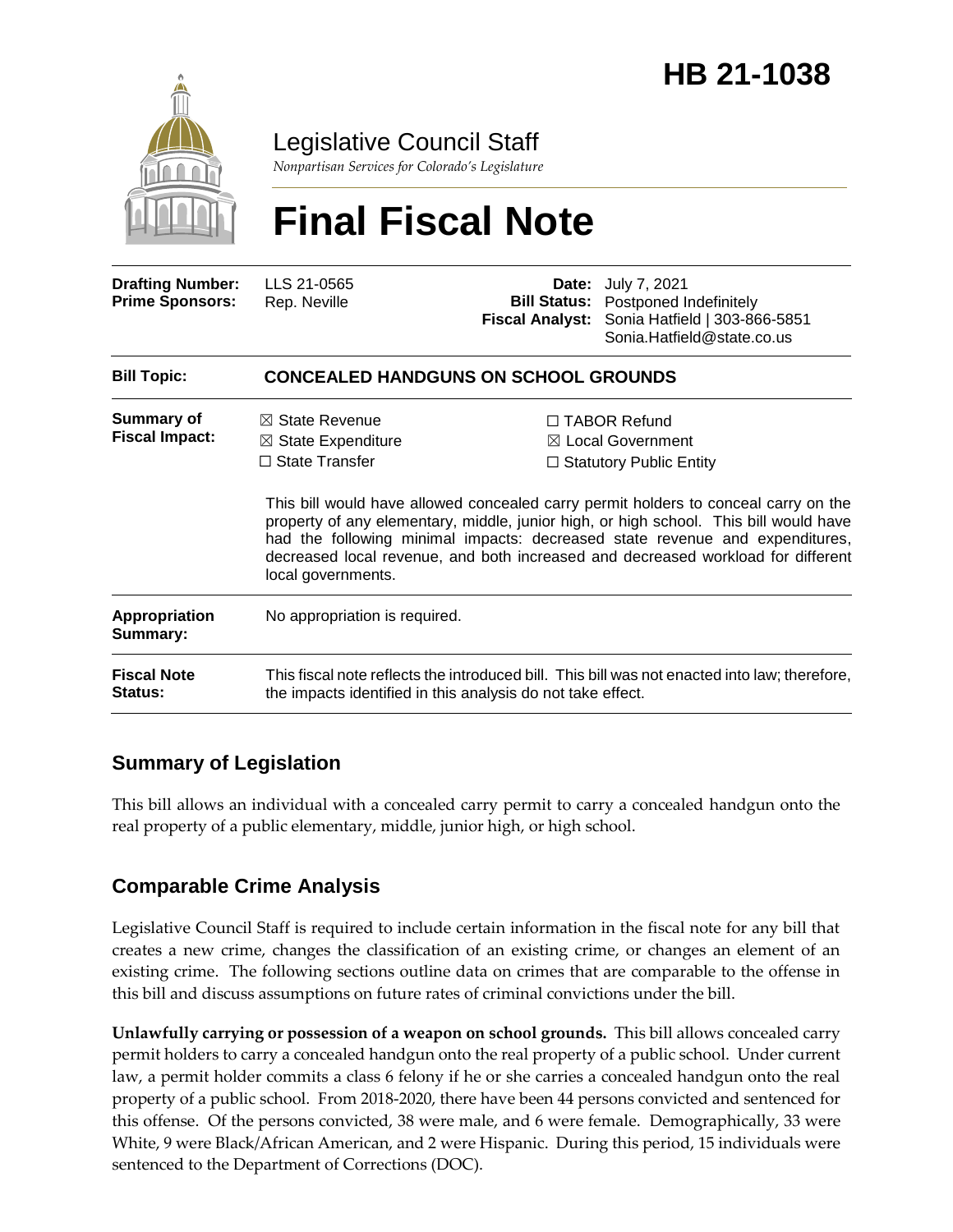# HB 21-1038

Legislative Council Staff

*Nonpartisan Services for Colorado's Legislature*

# Final Fiscal Note

| | | | |
|---|---|---|---|
| **Drafting Number:** | LLS 21-0565 | **Date:** | July 7, 2021 |
| **Prime Sponsors:** | Rep. Neville | **Bill Status:** | Postponed Indefinitely |
| | | **Fiscal Analyst:** | Sonia Hatfield \| 303-866-5851 Sonia.Hatfield@state.co.us |

| | |
|---|---|
| **Bill Topic:** | **CONCEALED HANDGUNS ON SCHOOL GROUNDS** |
| **Summary of Fiscal Impact:** | ☒ State Revenue ☒ State Expenditure ☐ State Transfer ☐ TABOR Refund ☒ Local Government ☐ Statutory Public Entity<br><br>This bill would have allowed concealed carry permit holders to conceal carry on the property of any elementary, middle, junior high, or high school. This bill would have had the following minimal impacts: decreased state revenue and expenditures, decreased local revenue, and both increased and decreased workload for different local governments. |
| **Appropriation Summary:** | No appropriation is required. |
| **Fiscal Note Status:** | This fiscal note reflects the introduced bill. This bill was not enacted into law; therefore, the impacts identified in this analysis do not take effect. |

## Summary of Legislation

This bill allows an individual with a concealed carry permit to carry a concealed handgun onto the real property of a public elementary, middle, junior high, or high school.

## Comparable Crime Analysis

Legislative Council Staff is required to include certain information in the fiscal note for any bill that creates a new crime, changes the classification of an existing crime, or changes an element of an existing crime. The following sections outline data on crimes that are comparable to the offense in this bill and discuss assumptions on future rates of criminal convictions under the bill.

**Unlawfully carrying or possession of a weapon on school grounds.** This bill allows concealed carry permit holders to carry a concealed handgun onto the real property of a public school. Under current law, a permit holder commits a class 6 felony if he or she carries a concealed handgun onto the real property of a public school. From 2018-2020, there have been 44 persons convicted and sentenced for this offense. Of the persons convicted, 38 were male, and 6 were female. Demographically, 33 were White, 9 were Black/African American, and 2 were Hispanic. During this period, 15 individuals were sentenced to the Department of Corrections (DOC).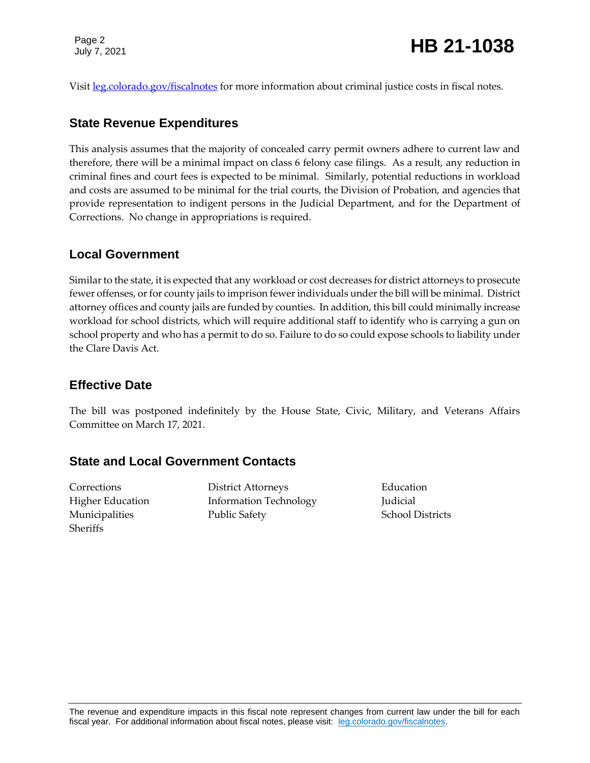Visit [leg.colorado.gov/fiscalnotes](leg.colorado.gov/fiscalnotes) for more information about criminal justice costs in fiscal notes.

## State Revenue Expenditures

This analysis assumes that the majority of concealed carry permit owners adhere to current law and therefore, there will be a minimal impact on class 6 felony case filings. As a result, any reduction in criminal fines and court fees is expected to be minimal. Similarly, potential reductions in workload and costs are assumed to be minimal for the trial courts, the Division of Probation, and agencies that provide representation to indigent persons in the Judicial Department, and for the Department of Corrections. No change in appropriations is required.

## Local Government

Similar to the state, it is expected that any workload or cost decreases for district attorneys to prosecute fewer offenses, or for county jails to imprison fewer individuals under the bill will be minimal. District attorney offices and county jails are funded by counties. In addition, this bill could minimally increase workload for school districts, which will require additional staff to identify who is carrying a gun on school property and who has a permit to do so. Failure to do so could expose schools to liability under the Clare Davis Act.

## Effective Date

The bill was postponed indefinitely by the House State, Civic, Military, and Veterans Affairs Committee on March 17, 2021.

## State and Local Government Contacts

| | | |
|---|---|---|
| Corrections | District Attorneys | Education |
| Higher Education | Information Technology | Judicial |
| Municipalities | Public Safety | School Districts |
| Sheriffs | | |

The revenue and expenditure impacts in this fiscal note represent changes from current law under the bill for each fiscal year. For additional information about fiscal notes, please visit: [leg.colorado.gov/fiscalnotes](leg.colorado.gov/fiscalnotes).